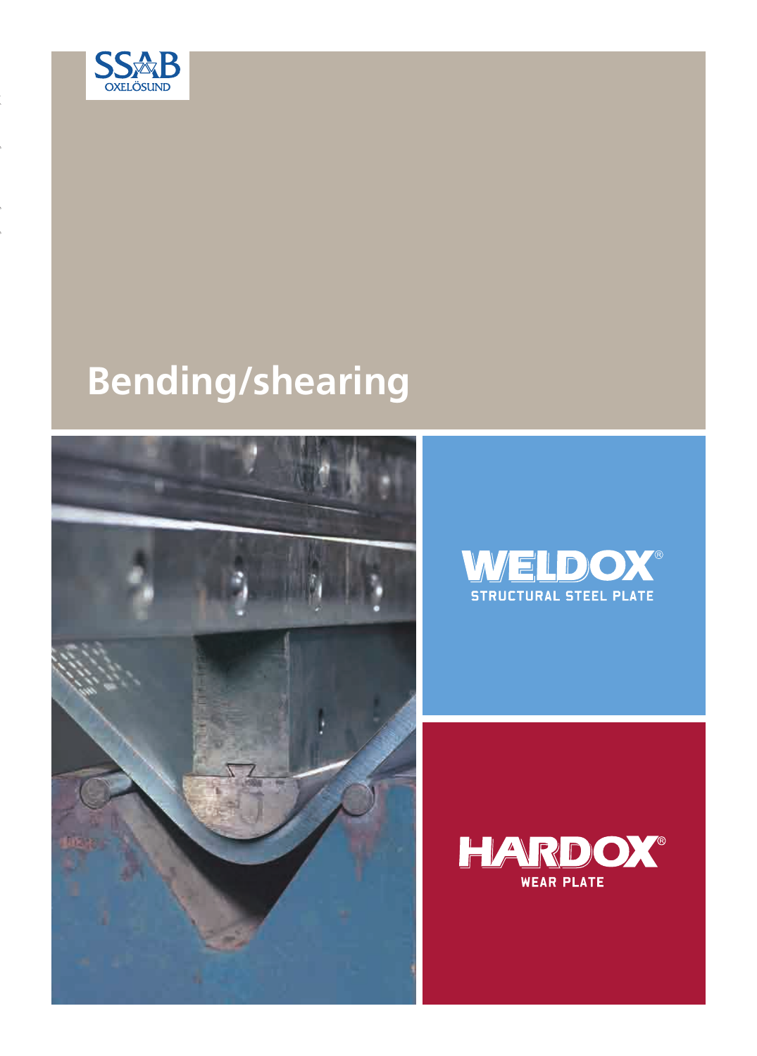SSAB OXELÖSUND

# Bending/shearing

WELDOX®
STRUCTURAL STEEL PLATE

HARDOX®
WEAR PLATE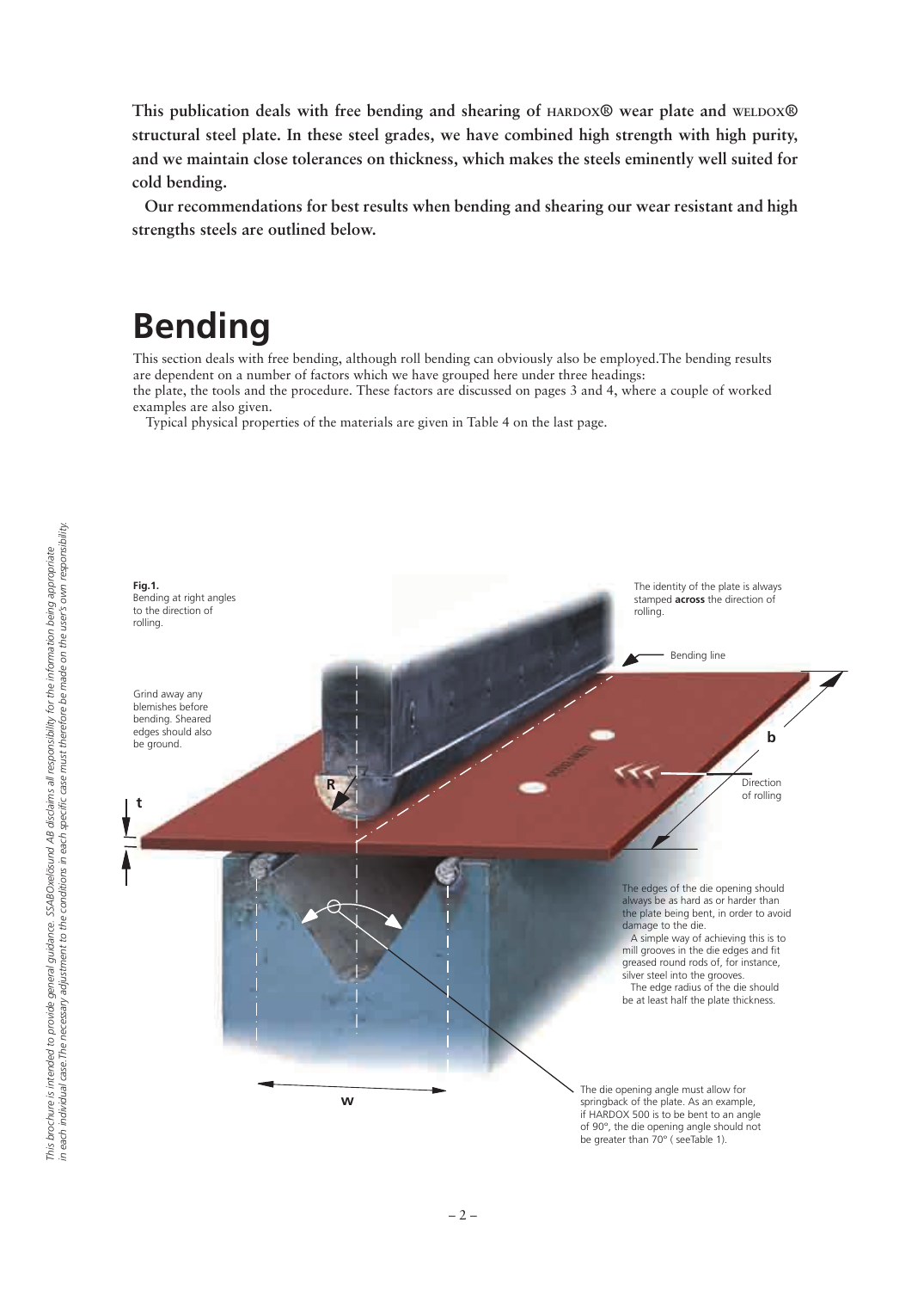**This publication deals with free bending and shearing of HARDOX® wear plate and WELDOX® structural steel plate. In these steel grades, we have combined high strength with high purity, and we maintain close tolerances on thickness, which makes the steels eminently well suited for cold bending.**

**Our recommendations for best results when bending and shearing our wear resistant and high strengths steels are outlined below.**

# Bending

This section deals with free bending, although roll bending can obviously also be employed.The bending results are dependent on a number of factors which we have grouped here under three headings: the plate, the tools and the procedure. These factors are discussed on pages 3 and 4, where a couple of worked examples are also given.

Typical physical properties of the materials are given in Table 4 on the last page.

**Fig.1.** Bending at right angles to the direction of rolling.

Grind away any blemishes before bending. Sheared edges should also be ground.

The identity of the plate is always stamped **across** the direction of rolling.

Bending line

b

Direction of rolling

R

t

w

The edges of the die opening should always be as hard as or harder than the plate being bent, in order to avoid damage to the die.

A simple way of achieving this is to mill grooves in the die edges and fit greased round rods of, for instance, silver steel into the grooves.

The edge radius of the die should be at least half the plate thickness.

The die opening angle must allow for springback of the plate. As an example, if HARDOX 500 is to be bent to an angle of 90°, the die opening angle should not be greater than 70° ( seeTable 1).

*This brochure is intended to provide general guidance. SSABOxelösund AB disclaims all responsibility for the information being appropriate in each individual case.The necessary adjustment to the conditions in each specific case must therefore be made on the user's own responsibility.*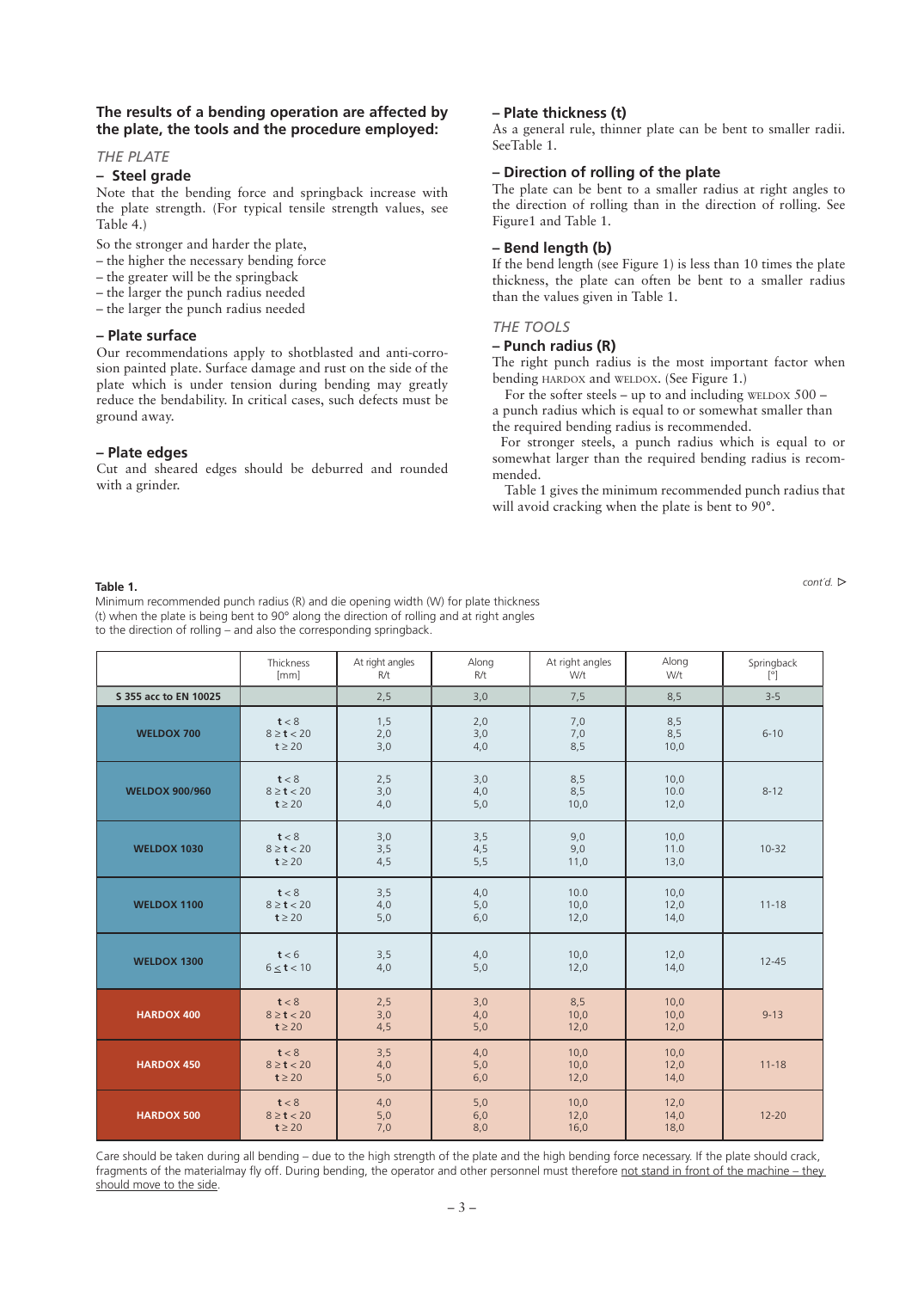## The results of a bending operation are affected by the plate, the tools and the procedure employed:

*THE PLATE*

### – Steel grade

Note that the bending force and springback increase with the plate strength. (For typical tensile strength values, see Table 4.)

So the stronger and harder the plate,
– the higher the necessary bending force
– the greater will be the springback
– the larger the punch radius needed
– the larger the punch radius needed

### – Plate surface

Our recommendations apply to shotblasted and anti-corrosion painted plate. Surface damage and rust on the side of the plate which is under tension during bending may greatly reduce the bendability. In critical cases, such defects must be ground away.

### – Plate edges

Cut and sheared edges should be deburred and rounded with a grinder.

### – Plate thickness (t)

As a general rule, thinner plate can be bent to smaller radii. SeeTable 1.

### – Direction of rolling of the plate

The plate can be bent to a smaller radius at right angles to the direction of rolling than in the direction of rolling. See Figure1 and Table 1.

### – Bend length (b)

If the bend length (see Figure 1) is less than 10 times the plate thickness, the plate can often be bent to a smaller radius than the values given in Table 1.

*THE TOOLS*

### – Punch radius (R)

The right punch radius is the most important factor when bending HARDOX and WELDOX. (See Figure 1.)

For the softer steels – up to and including WELDOX 500 – a punch radius which is equal to or somewhat smaller than the required bending radius is recommended.

For stronger steels, a punch radius which is equal to or somewhat larger than the required bending radius is recommended.

Table 1 gives the minimum recommended punch radius that will avoid cracking when the plate is bent to 90°.

*cont'd.* ▷

**Table 1.**
Minimum recommended punch radius (R) and die opening width (W) for plate thickness (t) when the plate is being bent to 90° along the direction of rolling and at right angles to the direction of rolling – and also the corresponding springback.

| | Thickness [mm] | At right angles R/t | Along R/t | At right angles W/t | Along W/t | Springback [°] |
|---|---|---|---|---|---|---|
| **S 355 acc to EN 10025** | | 2,5 | 3,0 | 7,5 | 8,5 | 3-5 |
| **WELDOX 700** | t < 8<br>8 ≥ t < 20<br>t ≥ 20 | 1,5<br>2,0<br>3,0 | 2,0<br>3,0<br>4,0 | 7,0<br>7,0<br>8,5 | 8,5<br>8,5<br>10,0 | 6-10 |
| **WELDOX 900/960** | t < 8<br>8 ≥ t < 20<br>t ≥ 20 | 2,5<br>3,0<br>4,0 | 3,0<br>4,0<br>5,0 | 8,5<br>8,5<br>10,0 | 10,0<br>10.0<br>12,0 | 8-12 |
| **WELDOX 1030** | t < 8<br>8 ≥ t < 20<br>t ≥ 20 | 3,0<br>3,5<br>4,5 | 3,5<br>4,5<br>5,5 | 9,0<br>9,0<br>11,0 | 10,0<br>11.0<br>13,0 | 10-32 |
| **WELDOX 1100** | t < 8<br>8 ≥ t < 20<br>t ≥ 20 | 3,5<br>4,0<br>5,0 | 4,0<br>5,0<br>6,0 | 10.0<br>10,0<br>12,0 | 10,0<br>12,0<br>14,0 | 11-18 |
| **WELDOX 1300** | t < 6<br>6 ≤ t < 10 | 3,5<br>4,0 | 4,0<br>5,0 | 10,0<br>12,0 | 12,0<br>14,0 | 12-45 |
| **HARDOX 400** | t < 8<br>8 ≥ t < 20<br>t ≥ 20 | 2,5<br>3,0<br>4,5 | 3,0<br>4,0<br>5,0 | 8,5<br>10,0<br>12,0 | 10,0<br>10,0<br>12,0 | 9-13 |
| **HARDOX 450** | t < 8<br>8 ≥ t < 20<br>t ≥ 20 | 3,5<br>4,0<br>5,0 | 4,0<br>5,0<br>6,0 | 10,0<br>10,0<br>12,0 | 10,0<br>12,0<br>14,0 | 11-18 |
| **HARDOX 500** | t < 8<br>8 ≥ t < 20<br>t ≥ 20 | 4,0<br>5,0<br>7,0 | 5,0<br>6,0<br>8,0 | 10,0<br>12,0<br>16,0 | 12,0<br>14,0<br>18,0 | 12-20 |

Care should be taken during all bending – due to the high strength of the plate and the high bending force necessary. If the plate should crack, fragments of the materialmay fly off. During bending, the operator and other personnel must therefore not stand in front of the machine – they should move to the side.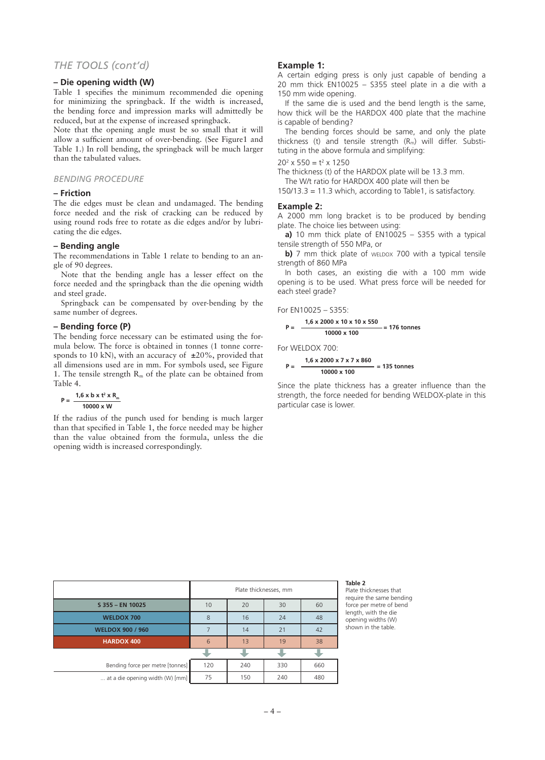## THE TOOLS (cont'd)

### – Die opening width (W)

Table 1 specifies the minimum recommended die opening for minimizing the springback. If the width is increased, the bending force and impression marks will admittedly be reduced, but at the expense of increased springback.

Note that the opening angle must be so small that it will allow a sufficient amount of over-bending. (See Figure1 and Table 1.) In roll bending, the springback will be much larger than the tabulated values.

## BENDING PROCEDURE

### – Friction

The die edges must be clean and undamaged. The bending force needed and the risk of cracking can be reduced by using round rods free to rotate as die edges and/or by lubricating the die edges.

### – Bending angle

The recommendations in Table 1 relate to bending to an angle of 90 degrees.

Note that the bending angle has a lesser effect on the force needed and the springback than the die opening width and steel grade.

Springback can be compensated by over-bending by the same number of degrees.

### – Bending force (P)

The bending force necessary can be estimated using the formula below. The force is obtained in tonnes (1 tonne corresponds to 10 kN), with an accuracy of ±20%, provided that all dimensions used are in mm. For symbols used, see Figure 1. The tensile strength $R_m$ of the plate can be obtained from Table 4.

$$P = \frac{1{,}6 \times b \times t^2 \times R_m}{10000 \times W}$$

If the radius of the punch used for bending is much larger than that specified in Table 1, the force needed may be higher than the value obtained from the formula, unless the die opening width is increased correspondingly.

### Example 1:

A certain edging press is only just capable of bending a 20 mm thick EN10025 – S355 steel plate in a die with a 150 mm wide opening.

If the same die is used and the bend length is the same, how thick will be the HARDOX 400 plate that the machine is capable of bending?

The bending forces should be same, and only the plate thickness (t) and tensile strength ($R_m$) will differ. Substituting in the above formula and simplifying:

$20^2 \times 550 = t^2 \times 1250$

The thickness (t) of the HARDOX plate will be 13.3 mm.

The W/t ratio for HARDOX 400 plate will then be 150/13.3 = 11.3 which, according to Table1, is satisfactory.

### Example 2:

A 2000 mm long bracket is to be produced by bending plate. The choice lies between using:

**a)** 10 mm thick plate of EN10025 – S355 with a typical tensile strength of 550 MPa, or

**b)** 7 mm thick plate of WELDOX 700 with a typical tensile strength of 860 MPa

In both cases, an existing die with a 100 mm wide opening is to be used. What press force will be needed for each steel grade?

For EN10025 – S355:

$$P = \frac{1{,}6 \times 2000 \times 10 \times 10 \times 550}{10000 \times 100} = 176 \text{ tonnes}$$

For WELDOX 700:

$$P = \frac{1{,}6 \times 2000 \times 7 \times 7 \times 860}{10000 \times 100} = 135 \text{ tonnes}$$

Since the plate thickness has a greater influence than the strength, the force needed for bending WELDOX-plate in this particular case is lower.

| | Plate thicknesses, mm | | | |
|---|---|---|---|---|
| S 355 – EN 10025 | 10 | 20 | 30 | 60 |
| WELDOX 700 | 8 | 16 | 24 | 48 |
| WELDOX 900 / 960 | 7 | 14 | 21 | 42 |
| HARDOX 400 | 6 | 13 | 19 | 38 |
| Bending force per metre [tonnes] | 120 | 240 | 330 | 660 |
| ... at a die opening width (W) [mm] | 75 | 150 | 240 | 480 |

**Table 2**
Plate thicknesses that require the same bending force per metre of bend length, with the die opening widths (W) shown in the table.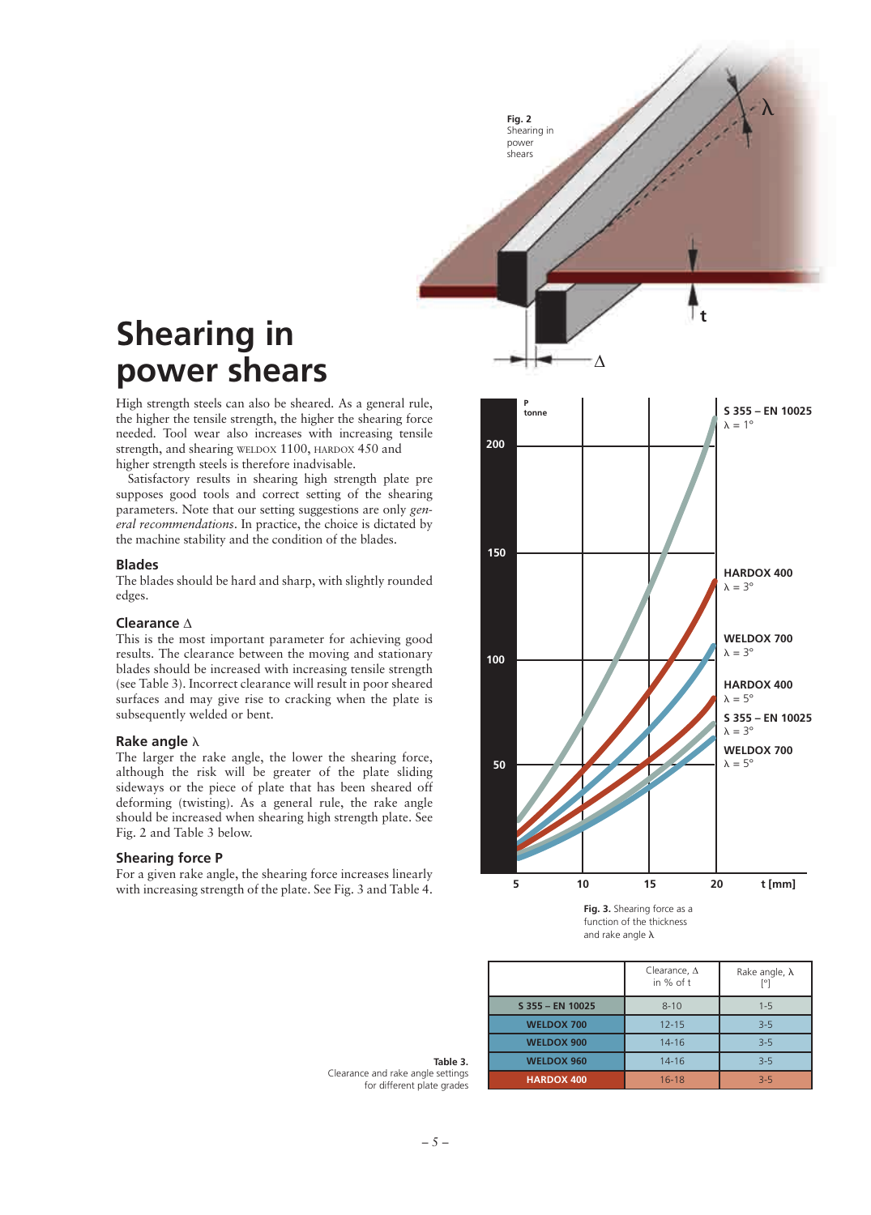# Shearing in power shears

High strength steels can also be sheared. As a general rule, the higher the tensile strength, the higher the shearing force needed. Tool wear also increases with increasing tensile strength, and shearing WELDOX 1100, HARDOX 450 and higher strength steels is therefore inadvisable.

Satisfactory results in shearing high strength plate pre supposes good tools and correct setting of the shearing parameters. Note that our setting suggestions are only *general recommendations*. In practice, the choice is dictated by the machine stability and the condition of the blades.

### Blades

The blades should be hard and sharp, with slightly rounded edges.

### Clearance Δ

This is the most important parameter for achieving good results. The clearance between the moving and stationary blades should be increased with increasing tensile strength (see Table 3). Incorrect clearance will result in poor sheared surfaces and may give rise to cracking when the plate is subsequently welded or bent.

### Rake angle λ

The larger the rake angle, the lower the shearing force, although the risk will be greater of the plate sliding sideways or the piece of plate that has been sheared off deforming (twisting). As a general rule, the rake angle should be increased when shearing high strength plate. See Fig. 2 and Table 3 below.

### Shearing force P

For a given rake angle, the shearing force increases linearly with increasing strength of the plate. See Fig. 3 and Table 4.

**Fig. 2** Shearing in power shears

**Fig. 3.** Shearing force as a function of the thickness and rake angle λ

**Table 3.** Clearance and rake angle settings for different plate grades

| | Clearance, Δ in % of t | Rake angle, λ [°] |
|---|---|---|
| S 355 – EN 10025 | 8-10 | 1-5 |
| WELDOX 700 | 12-15 | 3-5 |
| WELDOX 900 | 14-16 | 3-5 |
| WELDOX 960 | 14-16 | 3-5 |
| HARDOX 400 | 16-18 | 3-5 |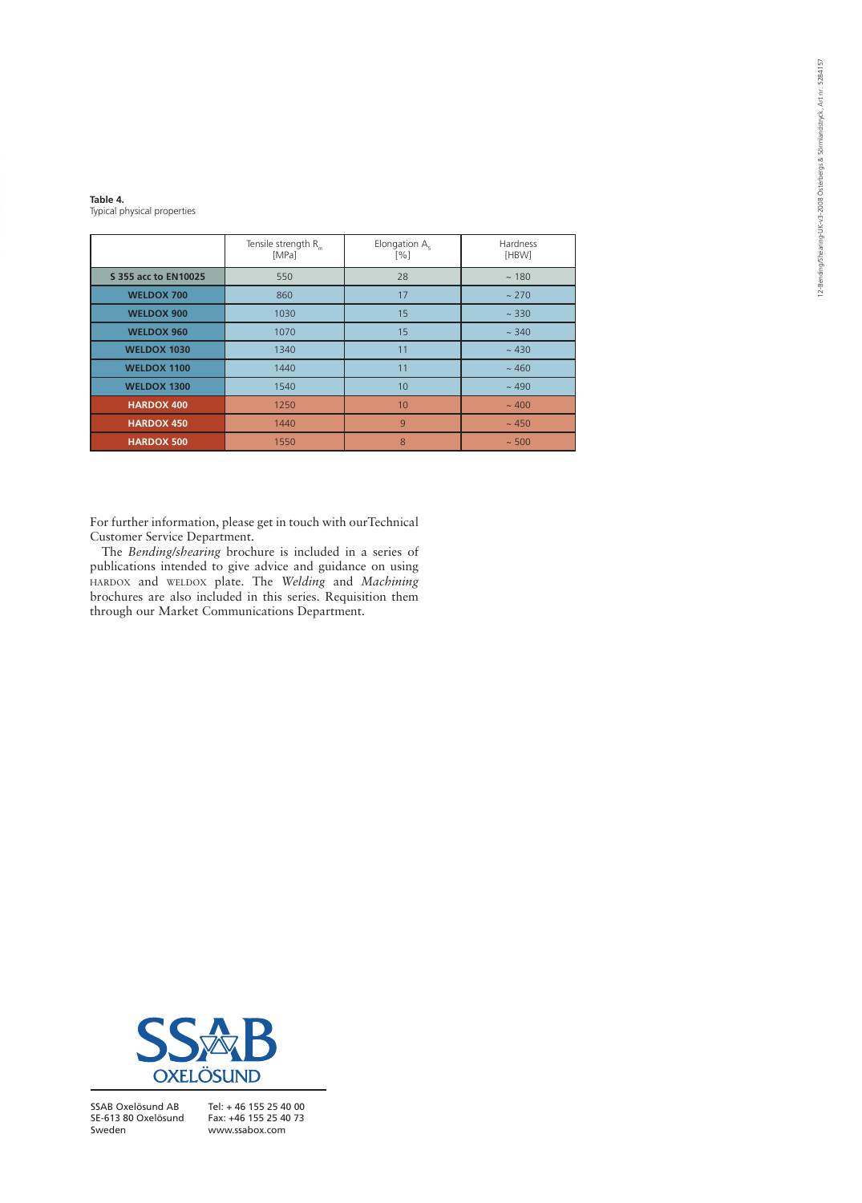**Table 4.**
Typical physical properties

| | Tensile strength $R_m$ [MPa] | Elongation $A_5$ [%] | Hardness [HBW] |
|---|---|---|---|
| **S 355 acc to EN10025** | 550 | 28 | ~ 180 |
| **WELDOX 700** | 860 | 17 | ~ 270 |
| **WELDOX 900** | 1030 | 15 | ~ 330 |
| **WELDOX 960** | 1070 | 15 | ~ 340 |
| **WELDOX 1030** | 1340 | 11 | ~ 430 |
| **WELDOX 1100** | 1440 | 11 | ~ 460 |
| **WELDOX 1300** | 1540 | 10 | ~ 490 |
| **HARDOX 400** | 1250 | 10 | ~ 400 |
| **HARDOX 450** | 1440 | 9 | ~ 450 |
| **HARDOX 500** | 1550 | 8 | ~ 500 |

For further information, please get in touch with ourTechnical Customer Service Department.

The *Bending/shearing* brochure is included in a series of publications intended to give advice and guidance on using HARDOX and WELDOX plate. The *Welding* and *Machining* brochures are also included in this series. Requisition them through our Market Communications Department.

SSAB OXELÖSUND

SSAB Oxelösund AB
SE-613 80 Oxelösund
Sweden

Tel: + 46 155 25 40 00
Fax: +46 155 25 40 73
www.ssabox.com

12-Bending/Shearing-UK-v3-2008 Österbergs & Sörmlandstryck, Art nr: 5284157